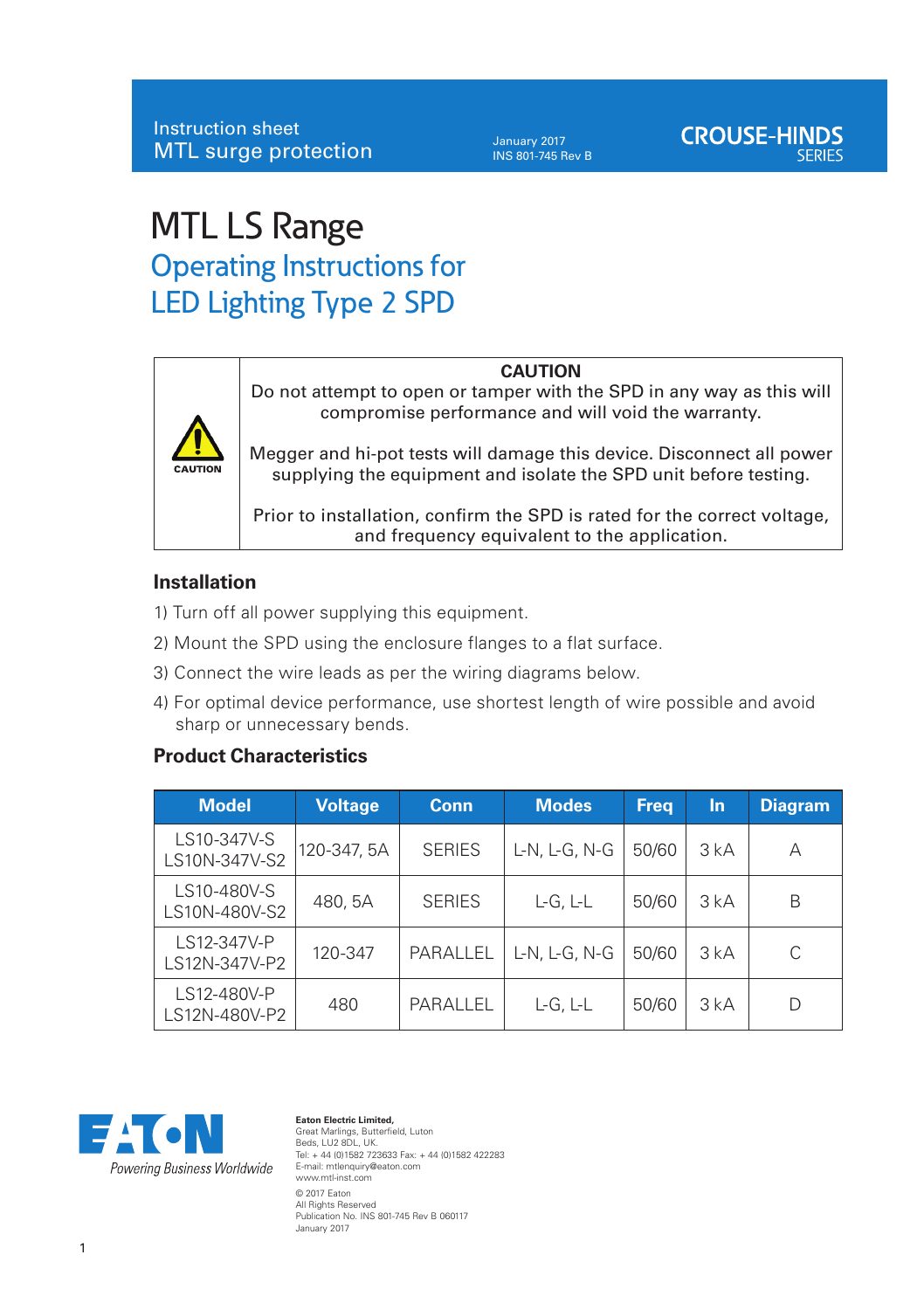Instruction sheet
MTL surge protection

January 2017
INS 801-745 Rev B

CROUSE-HINDS SERIES

# MTL LS Range

## Operating Instructions for LED Lighting Type 2 SPD

**CAUTION**

Do not attempt to open or tamper with the SPD in any way as this will compromise performance and will void the warranty.

Megger and hi-pot tests will damage this device. Disconnect all power supplying the equipment and isolate the SPD unit before testing.

Prior to installation, confirm the SPD is rated for the correct voltage, and frequency equivalent to the application.

### Installation

1) Turn off all power supplying this equipment.

2) Mount the SPD using the enclosure flanges to a flat surface.

3) Connect the wire leads as per the wiring diagrams below.

4) For optimal device performance, use shortest length of wire possible and avoid sharp or unnecessary bends.

### Product Characteristics

| Model | Voltage | Conn | Modes | Freq | In | Diagram |
|---|---|---|---|---|---|---|
| LS10-347V-S<br>LS10N-347V-S2 | 120-347, 5A | SERIES | L-N, L-G, N-G | 50/60 | 3 kA | A |
| LS10-480V-S<br>LS10N-480V-S2 | 480, 5A | SERIES | L-G, L-L | 50/60 | 3 kA | B |
| LS12-347V-P<br>LS12N-347V-P2 | 120-347 | PARALLEL | L-N, L-G, N-G | 50/60 | 3 kA | C |
| LS12-480V-P<br>LS12N-480V-P2 | 480 | PARALLEL | L-G, L-L | 50/60 | 3 kA | D |

EATON
Powering Business Worldwide

**Eaton Electric Limited,**
Great Marlings, Butterfield, Luton
Beds, LU2 8DL, UK.
Tel: + 44 (0)1582 723633 Fax: + 44 (0)1582 422283
E-mail: mtlenquiry@eaton.com
www.mtl-inst.com

© 2017 Eaton
All Rights Reserved
Publication No. INS 801-745 Rev B 060117
January 2017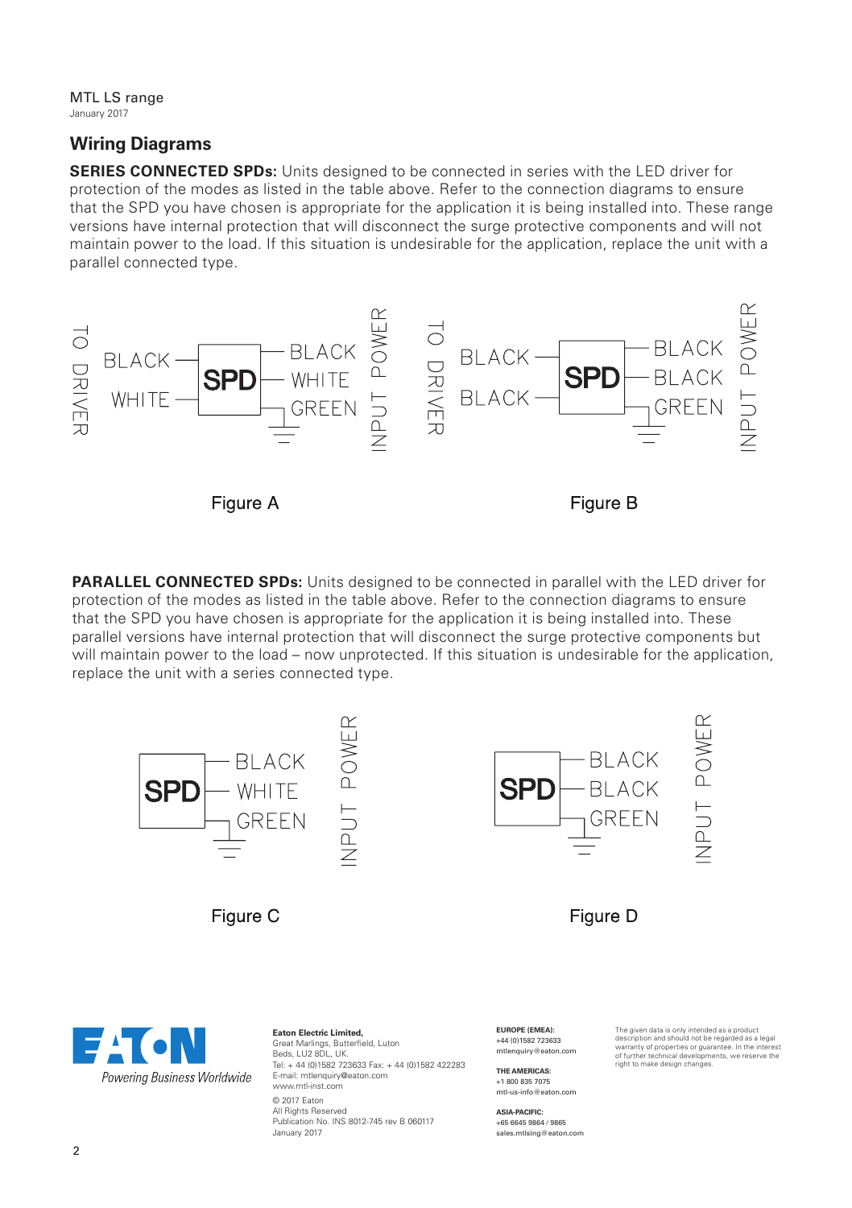## Wiring Diagrams

**SERIES CONNECTED SPDs:** Units designed to be connected in series with the LED driver for protection of the modes as listed in the table above. Refer to the connection diagrams to ensure that the SPD you have chosen is appropriate for the application it is being installed into. These range versions have internal protection that will disconnect the surge protective components and will not maintain power to the load. If this situation is undesirable for the application, replace the unit with a parallel connected type.

TO DRIVER
BLACK
WHITE
SPD
BLACK
WHITE
GREEN
INPUT POWER

Figure A

TO DRIVER
BLACK
BLACK
SPD
BLACK
BLACK
GREEN
INPUT POWER

Figure B

**PARALLEL CONNECTED SPDs:** Units designed to be connected in parallel with the LED driver for protection of the modes as listed in the table above. Refer to the connection diagrams to ensure that the SPD you have chosen is appropriate for the application it is being installed into. These parallel versions have internal protection that will disconnect the surge protective components but will maintain power to the load – now unprotected. If this situation is undesirable for the application, replace the unit with a series connected type.

SPD
BLACK
WHITE
GREEN
INPUT POWER

Figure C

SPD
BLACK
BLACK
GREEN
INPUT POWER

Figure D

EATON
*Powering Business Worldwide*

**Eaton Electric Limited,**
Great Marlings, Butterfield, Luton
Beds, LU2 8DL, UK.
Tel: + 44 (0)1582 723633 Fax: + 44 (0)1582 422283
E-mail: mtlenquiry@eaton.com
www.mtl-inst.com

© 2017 Eaton
All Rights Reserved
Publication No. INS 8012-745 rev B 060117
January 2017

**EUROPE (EMEA):**
+44 (0)1582 723633
mtlenquiry@eaton.com

**THE AMERICAS:**
+1 800 835 7075
mtl-us-info@eaton.com

**ASIA-PACIFIC:**
+65 6645 9864 / 9865
sales.mtlsing@eaton.com

The given data is only intended as a product description and should not be regarded as a legal warranty of properties or guarantee. In the interest of further technical developments, we reserve the right to make design changes.